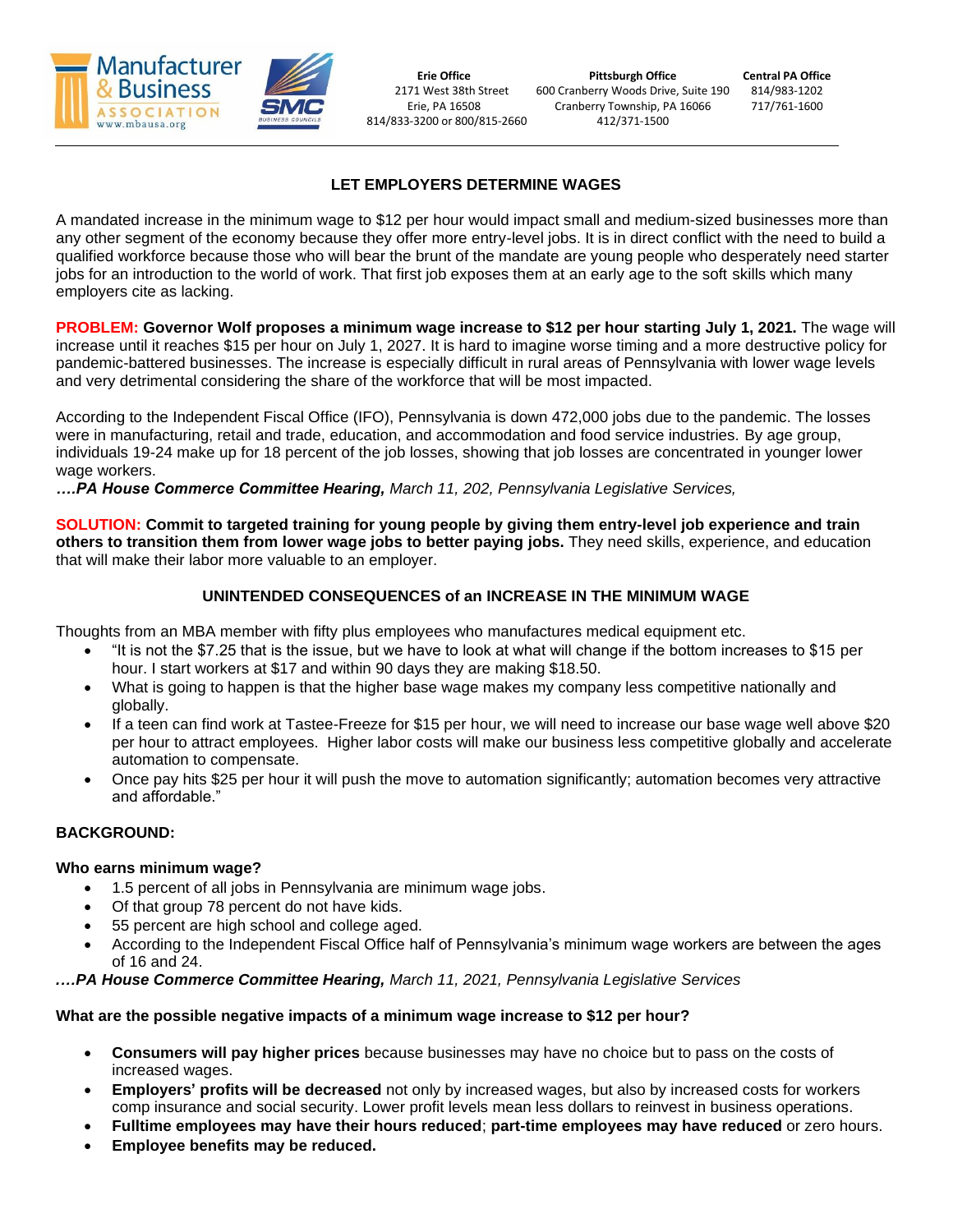Manufacturer & Business ASSOCIATION www.mbausa.org

SMC BUSINESS COUNCILS

**Erie Office**
2171 West 38th Street
Erie, PA 16508
814/833-3200 or 800/815-2660

**Pittsburgh Office**
600 Cranberry Woods Drive, Suite 190
Cranberry Township, PA 16066
412/371-1500

**Central PA Office**
814/983-1202
717/761-1600

## LET EMPLOYERS DETERMINE WAGES

A mandated increase in the minimum wage to $12 per hour would impact small and medium-sized businesses more than any other segment of the economy because they offer more entry-level jobs. It is in direct conflict with the need to build a qualified workforce because those who will bear the brunt of the mandate are young people who desperately need starter jobs for an introduction to the world of work. That first job exposes them at an early age to the soft skills which many employers cite as lacking.

**PROBLEM: Governor Wolf proposes a minimum wage increase to $12 per hour starting July 1, 2021.** The wage will increase until it reaches $15 per hour on July 1, 2027. It is hard to imagine worse timing and a more destructive policy for pandemic-battered businesses. The increase is especially difficult in rural areas of Pennsylvania with lower wage levels and very detrimental considering the share of the workforce that will be most impacted.

According to the Independent Fiscal Office (IFO), Pennsylvania is down 472,000 jobs due to the pandemic. The losses were in manufacturing, retail and trade, education, and accommodation and food service industries. By age group, individuals 19-24 make up for 18 percent of the job losses, showing that job losses are concentrated in younger lower wage workers.
***….PA House Commerce Committee Hearing,*** *March 11, 202, Pennsylvania Legislative Services,*

**SOLUTION: Commit to targeted training for young people by giving them entry-level job experience and train others to transition them from lower wage jobs to better paying jobs.** They need skills, experience, and education that will make their labor more valuable to an employer.

## UNINTENDED CONSEQUENCES of an INCREASE IN THE MINIMUM WAGE

Thoughts from an MBA member with fifty plus employees who manufactures medical equipment etc.

- "It is not the $7.25 that is the issue, but we have to look at what will change if the bottom increases to $15 per hour. I start workers at $17 and within 90 days they are making $18.50.
- What is going to happen is that the higher base wage makes my company less competitive nationally and globally.
- If a teen can find work at Tastee-Freeze for $15 per hour, we will need to increase our base wage well above $20 per hour to attract employees. Higher labor costs will make our business less competitive globally and accelerate automation to compensate.
- Once pay hits $25 per hour it will push the move to automation significantly; automation becomes very attractive and affordable."

### BACKGROUND:

**Who earns minimum wage?**

- 1.5 percent of all jobs in Pennsylvania are minimum wage jobs.
- Of that group 78 percent do not have kids.
- 55 percent are high school and college aged.
- According to the Independent Fiscal Office half of Pennsylvania's minimum wage workers are between the ages of 16 and 24.

***….PA House Commerce Committee Hearing,*** *March 11, 2021, Pennsylvania Legislative Services*

**What are the possible negative impacts of a minimum wage increase to $12 per hour?**

- **Consumers will pay higher prices** because businesses may have no choice but to pass on the costs of increased wages.
- **Employers' profits will be decreased** not only by increased wages, but also by increased costs for workers comp insurance and social security. Lower profit levels mean less dollars to reinvest in business operations.
- **Fulltime employees may have their hours reduced**; **part-time employees may have reduced** or zero hours.
- **Employee benefits may be reduced.**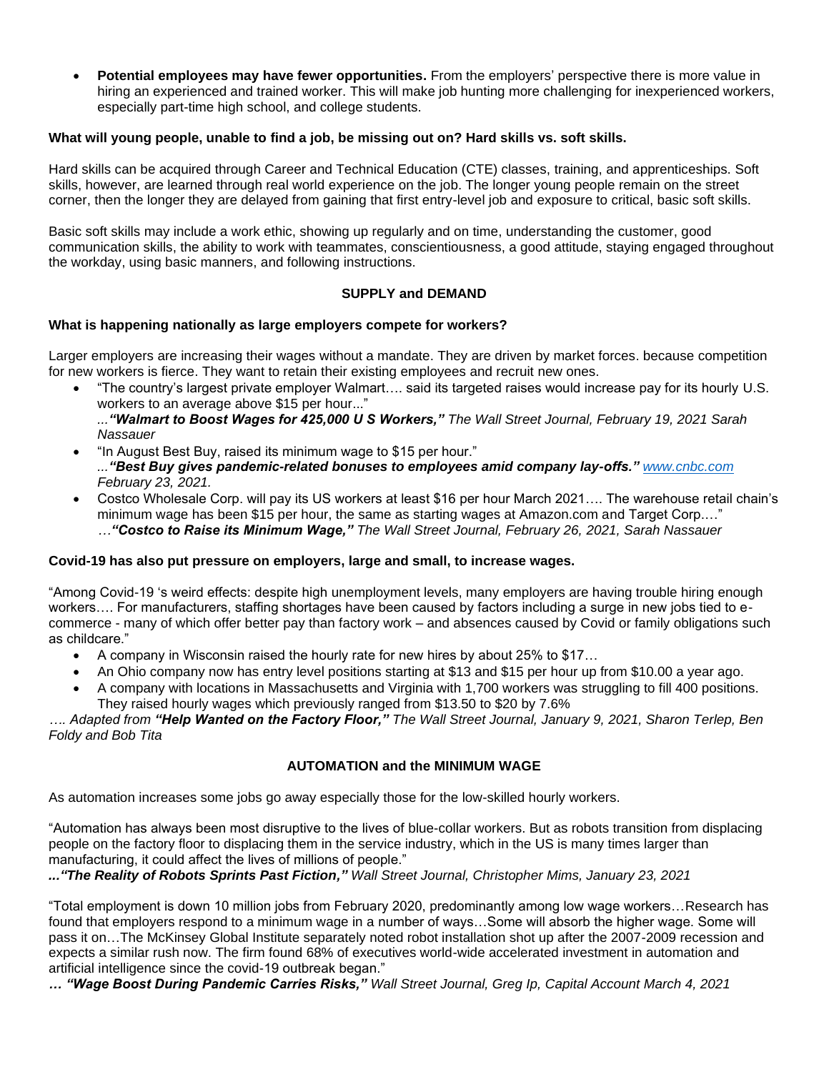- **Potential employees may have fewer opportunities.** From the employers' perspective there is more value in hiring an experienced and trained worker. This will make job hunting more challenging for inexperienced workers, especially part-time high school, and college students.

**What will young people, unable to find a job, be missing out on? Hard skills vs. soft skills.**

Hard skills can be acquired through Career and Technical Education (CTE) classes, training, and apprenticeships. Soft skills, however, are learned through real world experience on the job. The longer young people remain on the street corner, then the longer they are delayed from gaining that first entry-level job and exposure to critical, basic soft skills.

Basic soft skills may include a work ethic, showing up regularly and on time, understanding the customer, good communication skills, the ability to work with teammates, conscientiousness, a good attitude, staying engaged throughout the workday, using basic manners, and following instructions.

**SUPPLY and DEMAND**

**What is happening nationally as large employers compete for workers?**

Larger employers are increasing their wages without a mandate. They are driven by market forces. because competition for new workers is fierce. They want to retain their existing employees and recruit new ones.

- "The country's largest private employer Walmart…. said its targeted raises would increase pay for its hourly U.S. workers to an average above $15 per hour..."
  *...**"Walmart to Boost Wages for 425,000 U S Workers,"** The Wall Street Journal, February 19, 2021 Sarah Nassauer*
- "In August Best Buy, raised its minimum wage to $15 per hour."
  *...**"Best Buy gives pandemic-related bonuses to employees amid company lay-offs."** www.cnbc.com February 23, 2021.*
- Costco Wholesale Corp. will pay its US workers at least $16 per hour March 2021…. The warehouse retail chain's minimum wage has been $15 per hour, the same as starting wages at Amazon.com and Target Corp.…"
  *…**"Costco to Raise its Minimum Wage,"** The Wall Street Journal, February 26, 2021, Sarah Nassauer*

**Covid-19 has also put pressure on employers, large and small, to increase wages.**

"Among Covid-19 's weird effects: despite high unemployment levels, many employers are having trouble hiring enough workers…. For manufacturers, staffing shortages have been caused by factors including a surge in new jobs tied to e-commerce - many of which offer better pay than factory work – and absences caused by Covid or family obligations such as childcare."

- A company in Wisconsin raised the hourly rate for new hires by about 25% to $17…
- An Ohio company now has entry level positions starting at $13 and $15 per hour up from $10.00 a year ago.
- A company with locations in Massachusetts and Virginia with 1,700 workers was struggling to fill 400 positions. They raised hourly wages which previously ranged from $13.50 to $20 by 7.6%

*…. Adapted from **"Help Wanted on the Factory Floor,"** The Wall Street Journal, January 9, 2021, Sharon Terlep, Ben Foldy and Bob Tita*

**AUTOMATION and the MINIMUM WAGE**

As automation increases some jobs go away especially those for the low-skilled hourly workers.

"Automation has always been most disruptive to the lives of blue-collar workers. But as robots transition from displacing people on the factory floor to displacing them in the service industry, which in the US is many times larger than manufacturing, it could affect the lives of millions of people."

*...**"The Reality of Robots Sprints Past Fiction,"** Wall Street Journal, Christopher Mims, January 23, 2021*

"Total employment is down 10 million jobs from February 2020, predominantly among low wage workers…Research has found that employers respond to a minimum wage in a number of ways…Some will absorb the higher wage. Some will pass it on…The McKinsey Global Institute separately noted robot installation shot up after the 2007-2009 recession and expects a similar rush now. The firm found 68% of executives world-wide accelerated investment in automation and artificial intelligence since the covid-19 outbreak began."

*… **"Wage Boost During Pandemic Carries Risks,"** Wall Street Journal, Greg Ip, Capital Account March 4, 2021*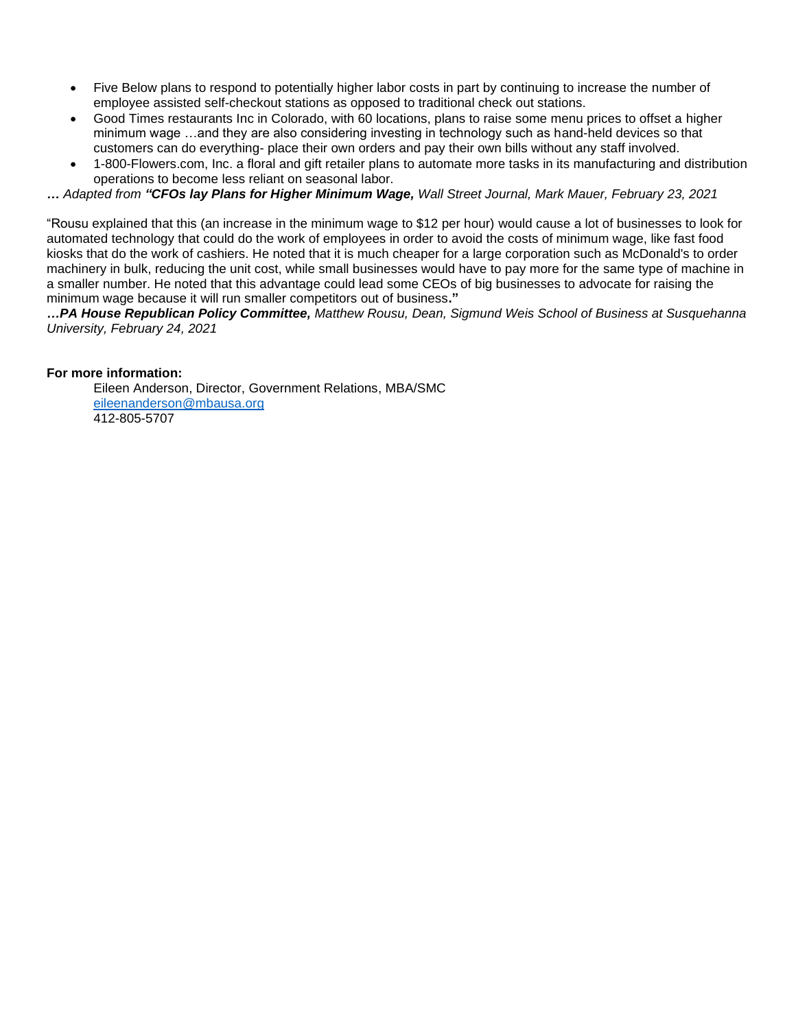- Five Below plans to respond to potentially higher labor costs in part by continuing to increase the number of employee assisted self-checkout stations as opposed to traditional check out stations.
- Good Times restaurants Inc in Colorado, with 60 locations, plans to raise some menu prices to offset a higher minimum wage …and they are also considering investing in technology such as hand-held devices so that customers can do everything- place their own orders and pay their own bills without any staff involved.
- 1-800-Flowers.com, Inc. a floral and gift retailer plans to automate more tasks in its manufacturing and distribution operations to become less reliant on seasonal labor.

***…*** *Adapted from* ***"CFOs lay Plans for Higher Minimum Wage,*** *Wall Street Journal, Mark Mauer, February 23, 2021*

"Rousu explained that this (an increase in the minimum wage to $12 per hour) would cause a lot of businesses to look for automated technology that could do the work of employees in order to avoid the costs of minimum wage, like fast food kiosks that do the work of cashiers. He noted that it is much cheaper for a large corporation such as McDonald's to order machinery in bulk, reducing the unit cost, while small businesses would have to pay more for the same type of machine in a smaller number. He noted that this advantage could lead some CEOs of big businesses to advocate for raising the minimum wage because it will run smaller competitors out of business**."**

***…PA House Republican Policy Committee,*** *Matthew Rousu, Dean, Sigmund Weis School of Business at Susquehanna University, February 24, 2021*

**For more information:**

Eileen Anderson, Director, Government Relations, MBA/SMC
eileenanderson@mbausa.org
412-805-5707